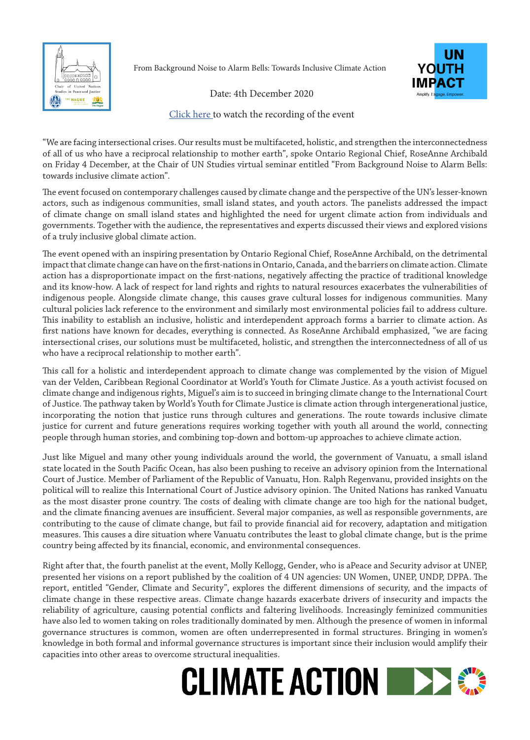From Background Noise to Alarm Bells: Towards Inclusive Climate Action

Date: 4th December 2020

Click here to watch the recording of the event

"We are facing intersectional crises. Our results must be multifaceted, holistic, and strengthen the interconnectedness of all of us who have a reciprocal relationship to mother earth", spoke Ontario Regional Chief, RoseAnne Archibald on Friday 4 December, at the Chair of UN Studies virtual seminar entitled "From Background Noise to Alarm Bells: towards inclusive climate action".

The event focused on contemporary challenges caused by climate change and the perspective of the UN's lesser-known actors, such as indigenous communities, small island states, and youth actors. The panelists addressed the impact of climate change on small island states and highlighted the need for urgent climate action from individuals and governments. Together with the audience, the representatives and experts discussed their views and explored visions of a truly inclusive global climate action.

The event opened with an inspiring presentation by Ontario Regional Chief, RoseAnne Archibald, on the detrimental impact that climate change can have on the first-nations in Ontario, Canada, and the barriers on climate action. Climate action has a disproportionate impact on the first-nations, negatively affecting the practice of traditional knowledge and its know-how. A lack of respect for land rights and rights to natural resources exacerbates the vulnerabilities of indigenous people. Alongside climate change, this causes grave cultural losses for indigenous communities. Many cultural policies lack reference to the environment and similarly most environmental policies fail to address culture. This inability to establish an inclusive, holistic and interdependent approach forms a barrier to climate action. As first nations have known for decades, everything is connected. As RoseAnne Archibald emphasized, "we are facing intersectional crises, our solutions must be multifaceted, holistic, and strengthen the interconnectedness of all of us who have a reciprocal relationship to mother earth".

This call for a holistic and interdependent approach to climate change was complemented by the vision of Miguel van der Velden, Caribbean Regional Coordinator at World's Youth for Climate Justice. As a youth activist focused on climate change and indigenous rights, Miguel's aim is to succeed in bringing climate change to the International Court of Justice. The pathway taken by World's Youth for Climate Justice is climate action through intergenerational justice, incorporating the notion that justice runs through cultures and generations. The route towards inclusive climate justice for current and future generations requires working together with youth all around the world, connecting people through human stories, and combining top-down and bottom-up approaches to achieve climate action.

Just like Miguel and many other young individuals around the world, the government of Vanuatu, a small island state located in the South Pacific Ocean, has also been pushing to receive an advisory opinion from the International Court of Justice. Member of Parliament of the Republic of Vanuatu, Hon. Ralph Regenvanu, provided insights on the political will to realize this International Court of Justice advisory opinion. The United Nations has ranked Vanuatu as the most disaster prone country. The costs of dealing with climate change are too high for the national budget, and the climate financing avenues are insufficient. Several major companies, as well as responsible governments, are contributing to the cause of climate change, but fail to provide financial aid for recovery, adaptation and mitigation measures. This causes a dire situation where Vanuatu contributes the least to global climate change, but is the prime country being affected by its financial, economic, and environmental consequences.

Right after that, the fourth panelist at the event, Molly Kellogg, Gender, who is aPeace and Security advisor at UNEP, presented her visions on a report published by the coalition of 4 UN agencies: UN Women, UNEP, UNDP, DPPA. The report, entitled "Gender, Climate and Security", explores the different dimensions of security, and the impacts of climate change in these respective areas. Climate change hazards exacerbate drivers of insecurity and impacts the reliability of agriculture, causing potential conflicts and faltering livelihoods. Increasingly feminized communities have also led to women taking on roles traditionally dominated by men. Although the presence of women in informal governance structures is common, women are often underrepresented in formal structures. Bringing in women's knowledge in both formal and informal governance structures is important since their inclusion would amplify their capacities into other areas to overcome structural inequalities.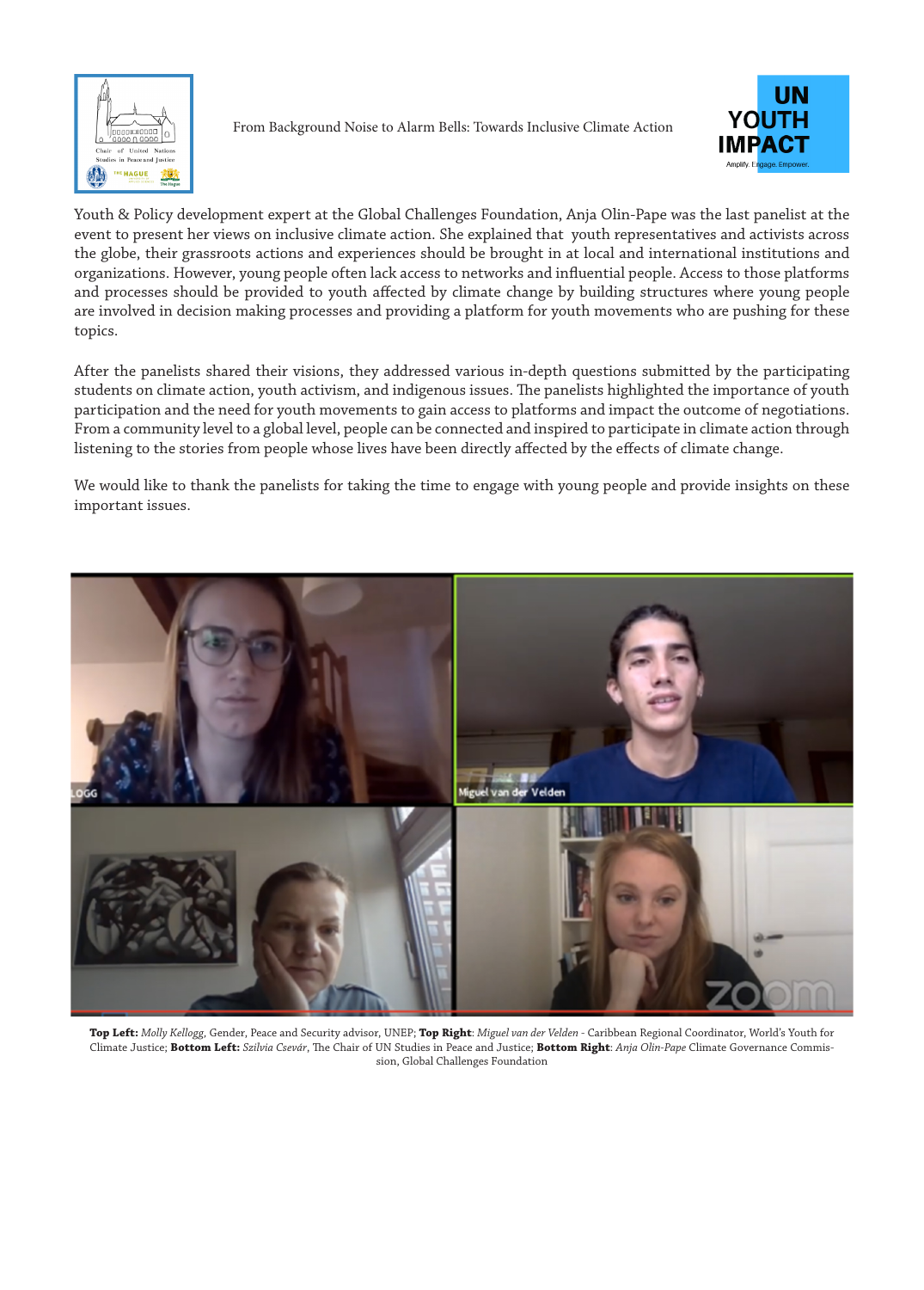Youth & Policy development expert at the Global Challenges Foundation, Anja Olin-Pape was the last panelist at the event to present her views on inclusive climate action. She explained that youth representatives and activists across the globe, their grassroots actions and experiences should be brought in at local and international institutions and organizations. However, young people often lack access to networks and influential people. Access to those platforms and processes should be provided to youth affected by climate change by building structures where young people are involved in decision making processes and providing a platform for youth movements who are pushing for these topics.

After the panelists shared their visions, they addressed various in-depth questions submitted by the participating students on climate action, youth activism, and indigenous issues. The panelists highlighted the importance of youth participation and the need for youth movements to gain access to platforms and impact the outcome of negotiations. From a community level to a global level, people can be connected and inspired to participate in climate action through listening to the stories from people whose lives have been directly affected by the effects of climate change.

We would like to thank the panelists for taking the time to engage with young people and provide insights on these important issues.

**Top Left:** *Molly Kellogg*, Gender, Peace and Security advisor, UNEP; **Top Right**: *Miguel van der Velden* - Caribbean Regional Coordinator, World's Youth for Climate Justice; **Bottom Left:** *Szilvia Csevár*, The Chair of UN Studies in Peace and Justice; **Bottom Right**: *Anja Olin-Pape* Climate Governance Commission, Global Challenges Foundation